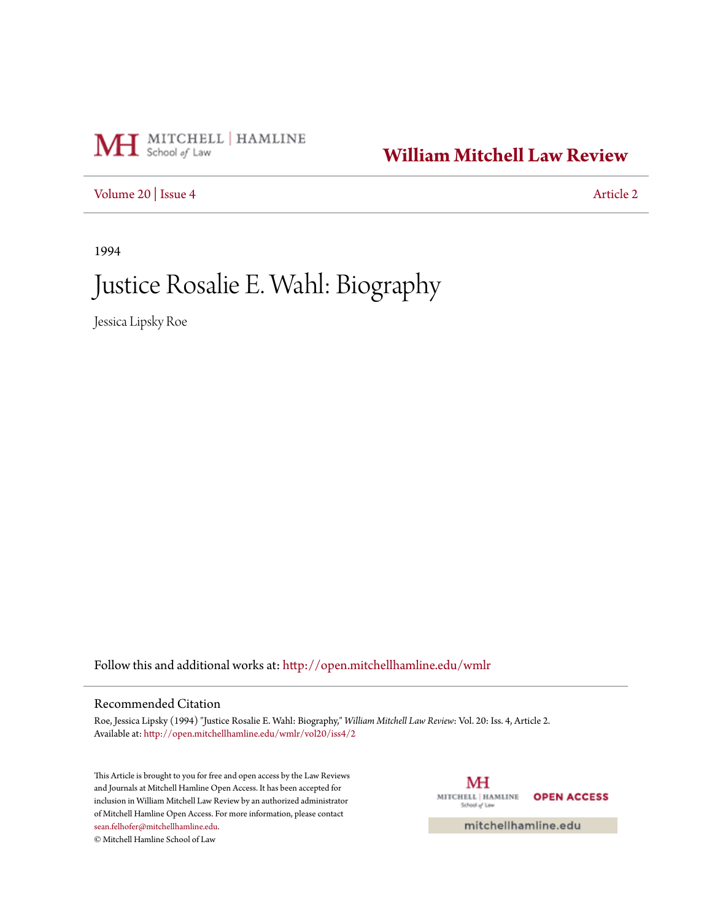# William Mitchell Law Review

Volume 20 | Issue 4 Article 2

1994

# Justice Rosalie E. Wahl: Biography

Jessica Lipsky Roe

Follow this and additional works at: http://open.mitchellhamline.edu/wmlr

## Recommended Citation

Roe, Jessica Lipsky (1994) "Justice Rosalie E. Wahl: Biography," *William Mitchell Law Review*: Vol. 20: Iss. 4, Article 2.
Available at: http://open.mitchellhamline.edu/wmlr/vol20/iss4/2

This Article is brought to you for free and open access by the Law Reviews and Journals at Mitchell Hamline Open Access. It has been accepted for inclusion in William Mitchell Law Review by an authorized administrator of Mitchell Hamline Open Access. For more information, please contact sean.felhofer@mitchellhamline.edu.

© Mitchell Hamline School of Law

MITCHELL | HAMLINE School of Law OPEN ACCESS

mitchellhamline.edu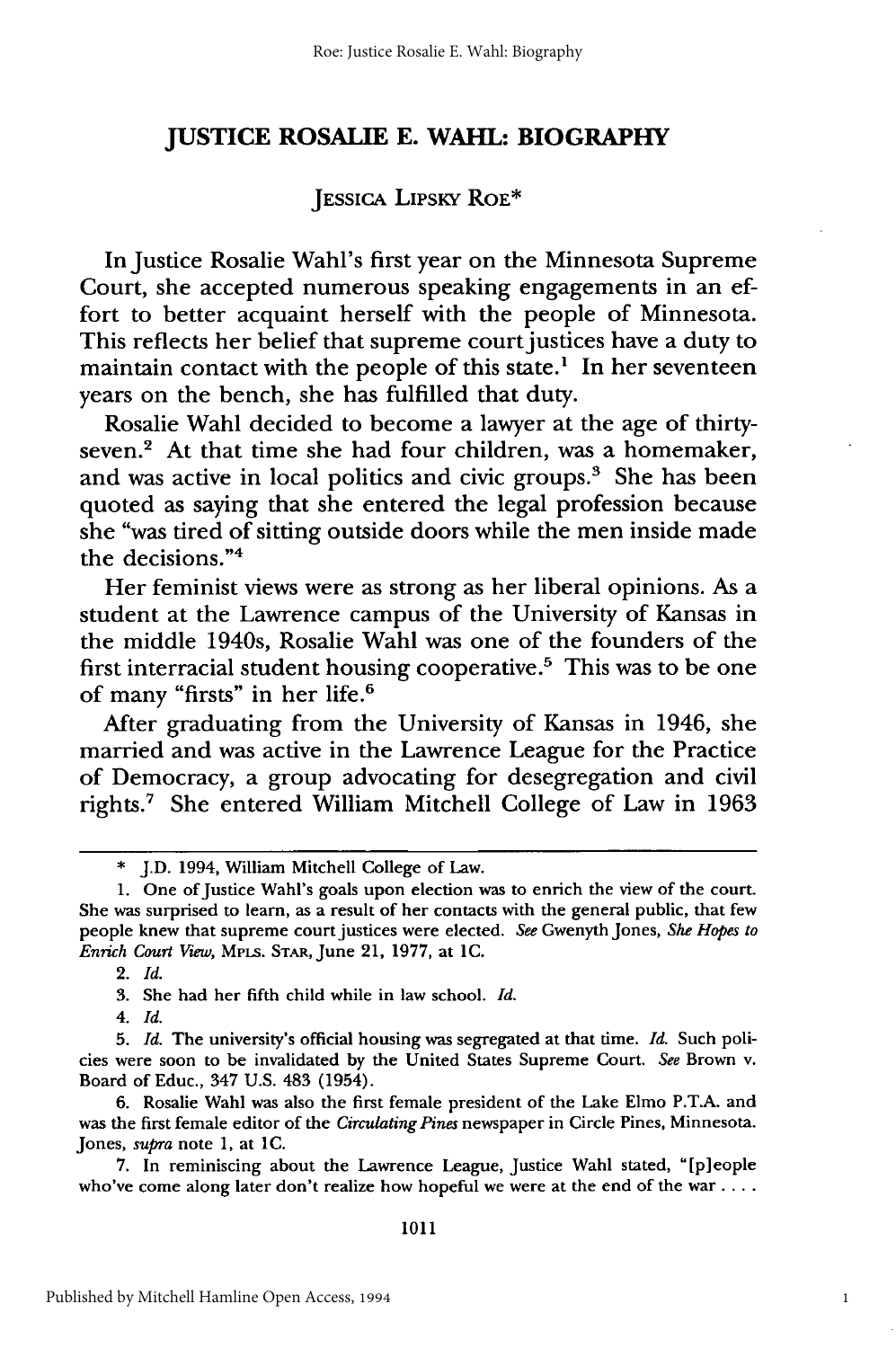# JUSTICE ROSALIE E. WAHL: BIOGRAPHY

JESSICA LIPSKY ROE*

In Justice Rosalie Wahl's first year on the Minnesota Supreme Court, she accepted numerous speaking engagements in an effort to better acquaint herself with the people of Minnesota. This reflects her belief that supreme court justices have a duty to maintain contact with the people of this state.[1] In her seventeen years on the bench, she has fulfilled that duty.

Rosalie Wahl decided to become a lawyer at the age of thirty-seven.[2] At that time she had four children, was a homemaker, and was active in local politics and civic groups.[3] She has been quoted as saying that she entered the legal profession because she "was tired of sitting outside doors while the men inside made the decisions."[4]

Her feminist views were as strong as her liberal opinions. As a student at the Lawrence campus of the University of Kansas in the middle 1940s, Rosalie Wahl was one of the founders of the first interracial student housing cooperative.[5] This was to be one of many "firsts" in her life.[6]

After graduating from the University of Kansas in 1946, she married and was active in the Lawrence League for the Practice of Democracy, a group advocating for desegregation and civil rights.[7] She entered William Mitchell College of Law in 1963

---

\* J.D. 1994, William Mitchell College of Law.

1. One of Justice Wahl's goals upon election was to enrich the view of the court. She was surprised to learn, as a result of her contacts with the general public, that few people knew that supreme court justices were elected. *See* Gwenyth Jones, *She Hopes to Enrich Court View*, MPLS. STAR, June 21, 1977, at 1C.

2. *Id.*

3. She had her fifth child while in law school. *Id.*

4. *Id.*

5. *Id.* The university's official housing was segregated at that time. *Id.* Such policies were soon to be invalidated by the United States Supreme Court. *See* Brown v. Board of Educ., 347 U.S. 483 (1954).

6. Rosalie Wahl was also the first female president of the Lake Elmo P.T.A. and was the first female editor of the *Circulating Pines* newspaper in Circle Pines, Minnesota. Jones, *supra* note 1, at 1C.

7. In reminiscing about the Lawrence League, Justice Wahl stated, "[p]eople who've come along later don't realize how hopeful we were at the end of the war . . . .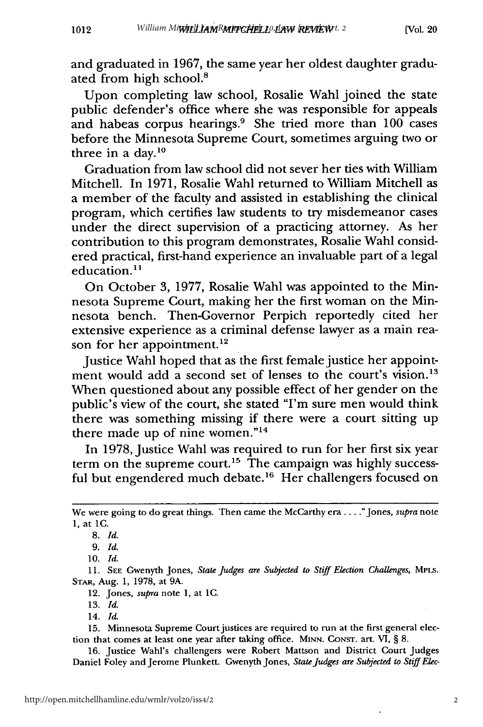and graduated in 1967, the same year her oldest daughter graduated from high school.[8]

Upon completing law school, Rosalie Wahl joined the state public defender's office where she was responsible for appeals and habeas corpus hearings.[9] She tried more than 100 cases before the Minnesota Supreme Court, sometimes arguing two or three in a day.[10]

Graduation from law school did not sever her ties with William Mitchell. In 1971, Rosalie Wahl returned to William Mitchell as a member of the faculty and assisted in establishing the clinical program, which certifies law students to try misdemeanor cases under the direct supervision of a practicing attorney. As her contribution to this program demonstrates, Rosalie Wahl considered practical, first-hand experience an invaluable part of a legal education.[11]

On October 3, 1977, Rosalie Wahl was appointed to the Minnesota Supreme Court, making her the first woman on the Minnesota bench. Then-Governor Perpich reportedly cited her extensive experience as a criminal defense lawyer as a main reason for her appointment.[12]

Justice Wahl hoped that as the first female justice her appointment would add a second set of lenses to the court's vision.[13] When questioned about any possible effect of her gender on the public's view of the court, she stated "I'm sure men would think there was something missing if there were a court sitting up there made up of nine women."[14]

In 1978, Justice Wahl was required to run for her first six year term on the supreme court.[15] The campaign was highly successful but engendered much debate.[16] Her challengers focused on

---

We were going to do great things. Then came the McCarthy era . . . ." Jones, *supra* note 1, at 1C.

8. *Id.*

9. *Id.*

10. *Id.*

11. SEE Gwenyth Jones, *State Judges are Subjected to Stiff Election Challenges*, MPLS. STAR, Aug. 1, 1978, at 9A.

12. Jones, *supra* note 1, at 1C.

13. *Id.*

14. *Id.*

15. Minnesota Supreme Court justices are required to run at the first general election that comes at least one year after taking office. MINN. CONST. art. VI, § 8.

16. Justice Wahl's challengers were Robert Mattson and District Court Judges Daniel Foley and Jerome Plunkett. Gwenyth Jones, *State Judges are Subjected to Stiff Elec-*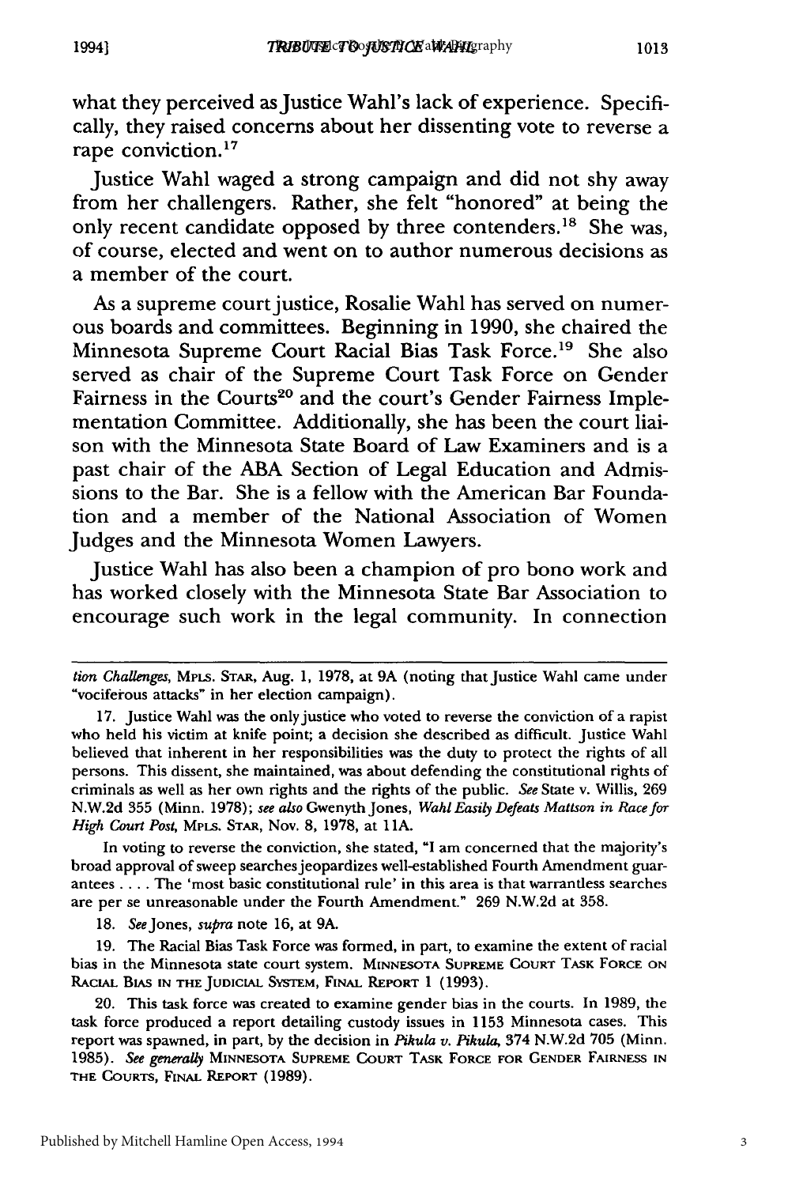what they perceived as Justice Wahl's lack of experience. Specifically, they raised concerns about her dissenting vote to reverse a rape conviction.[17]

Justice Wahl waged a strong campaign and did not shy away from her challengers. Rather, she felt "honored" at being the only recent candidate opposed by three contenders.[18] She was, of course, elected and went on to author numerous decisions as a member of the court.

As a supreme court justice, Rosalie Wahl has served on numerous boards and committees. Beginning in 1990, she chaired the Minnesota Supreme Court Racial Bias Task Force.[19] She also served as chair of the Supreme Court Task Force on Gender Fairness in the Courts[20] and the court's Gender Fairness Implementation Committee. Additionally, she has been the court liaison with the Minnesota State Board of Law Examiners and is a past chair of the ABA Section of Legal Education and Admissions to the Bar. She is a fellow with the American Bar Foundation and a member of the National Association of Women Judges and the Minnesota Women Lawyers.

Justice Wahl has also been a champion of pro bono work and has worked closely with the Minnesota State Bar Association to encourage such work in the legal community. In connection

---

*tion Challenges*, MPLS. STAR, Aug. 1, 1978, at 9A (noting that Justice Wahl came under "vociferous attacks" in her election campaign).

17. Justice Wahl was the only justice who voted to reverse the conviction of a rapist who held his victim at knife point; a decision she described as difficult. Justice Wahl believed that inherent in her responsibilities was the duty to protect the rights of all persons. This dissent, she maintained, was about defending the constitutional rights of criminals as well as her own rights and the rights of the public. *See* State v. Willis, 269 N.W.2d 355 (Minn. 1978); *see also* Gwenyth Jones, *Wahl Easily Defeats Mattson in Race for High Court Post*, MPLS. STAR, Nov. 8, 1978, at 11A.

In voting to reverse the conviction, she stated, "I am concerned that the majority's broad approval of sweep searches jeopardizes well-established Fourth Amendment guarantees . . . . The 'most basic constitutional rule' in this area is that warrantless searches are per se unreasonable under the Fourth Amendment." 269 N.W.2d at 358.

18. *See* Jones, *supra* note 16, at 9A.

19. The Racial Bias Task Force was formed, in part, to examine the extent of racial bias in the Minnesota state court system. MINNESOTA SUPREME COURT TASK FORCE ON RACIAL BIAS IN THE JUDICIAL SYSTEM, FINAL REPORT 1 (1993).

20. This task force was created to examine gender bias in the courts. In 1989, the task force produced a report detailing custody issues in 1153 Minnesota cases. This report was spawned, in part, by the decision in *Pikula v. Pikula*, 374 N.W.2d 705 (Minn. 1985). *See generally* MINNESOTA SUPREME COURT TASK FORCE FOR GENDER FAIRNESS IN THE COURTS, FINAL REPORT (1989).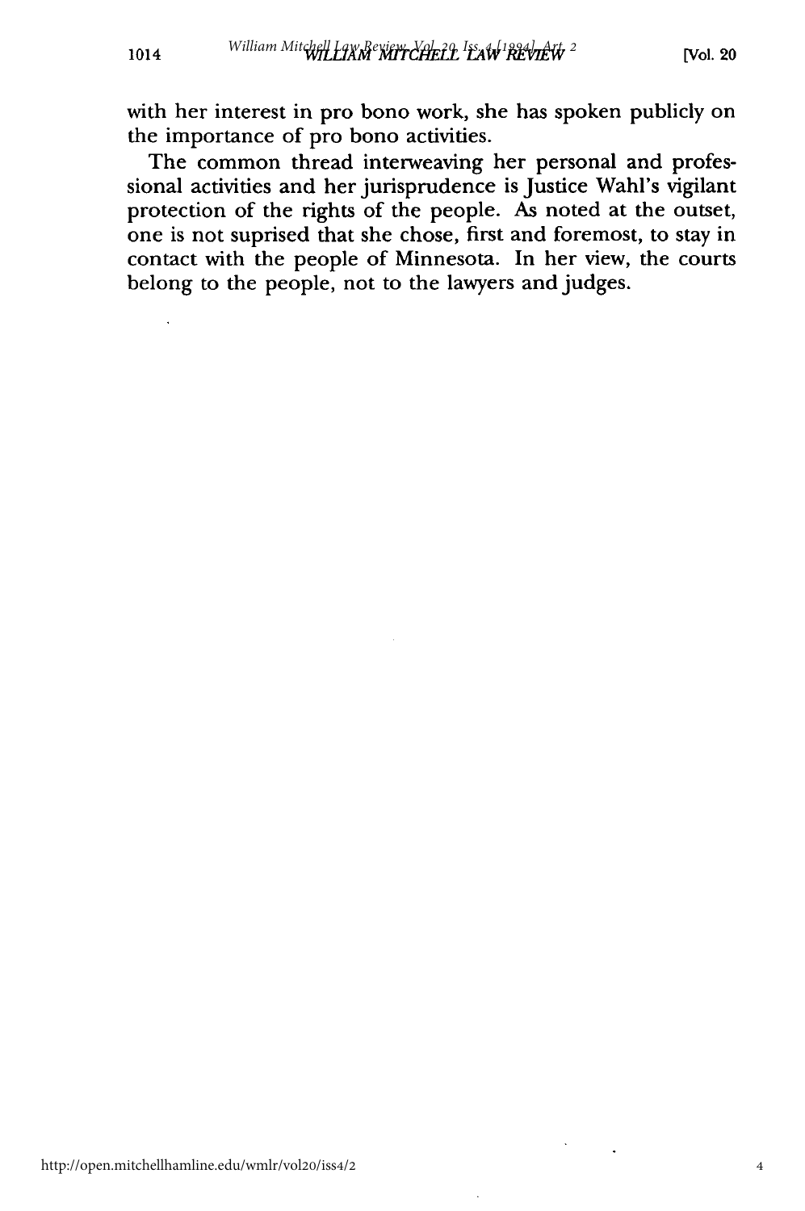with her interest in pro bono work, she has spoken publicly on the importance of pro bono activities.

The common thread interweaving her personal and professional activities and her jurisprudence is Justice Wahl's vigilant protection of the rights of the people. As noted at the outset, one is not suprised that she chose, first and foremost, to stay in contact with the people of Minnesota. In her view, the courts belong to the people, not to the lawyers and judges.